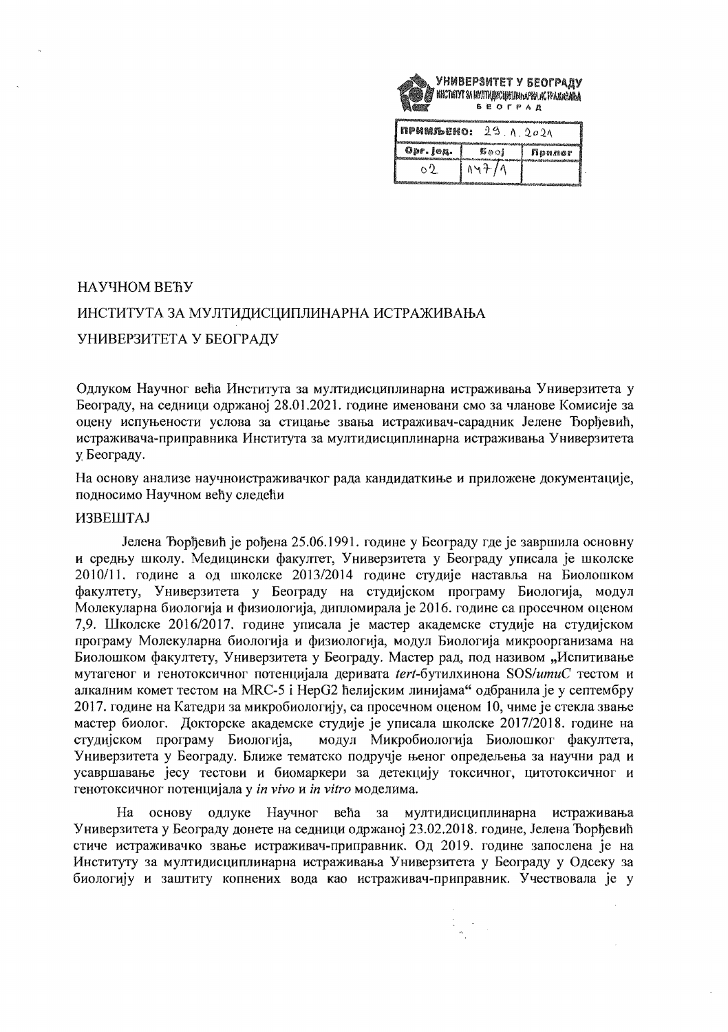УНИВЕРЗИТЕТ У БЕОГРАДУ
ИНСТИТУТ ЗА МУЛТИДИСЦИПЛИНАРНА ИСТРАЖИВАЊА
БЕОГРАД

| ПРИМЉЕНО: 29. 1. 2021 | | |
|---|---|---|
| Орг. јед. | Број | Прилог |
| 02 | 147/1 | |

НАУЧНОМ ВЕЋУ

ИНСТИТУТА ЗА МУЛТИДИСЦИПЛИНАРНА ИСТРАЖИВАЊА

УНИВЕРЗИТЕТА У БЕОГРАДУ

Одлуком Научног већа Института за мултидисциплинарна истраживања Универзитета у Београду, на седници одржаној 28.01.2021. године именовани смо за чланове Комисије за оцену испуњености услова за стицање звања истраживач-сарадник Јелене Ђорђевић, истраживача-приправника Института за мултидисциплинарна истраживања Универзитета у Београду.

На основу анализе научноистраживачког рада кандидаткиње и приложене документације, подносимо Научном већу следећи

ИЗВЕШТАЈ

Јелена Ђорђевић је рођена 25.06.1991. године у Београду где је завршила основну и средњу школу. Медицински факултет, Универзитета у Београду уписала је школске 2010/11. године а од школске 2013/2014 године студије наставља на Биолошком факултету, Универзитета у Београду на студијском програму Биологија, модул Молекуларна биологија и физиологија, дипломирала је 2016. године са просечном оценом 7,9. Школске 2016/2017. године уписала је мастер академске студије на студијском програму Молекуларна биологија и физиологија, модул Биологија микроорганизама на Биолошком факултету, Универзитета у Београду. Мастер рад, под називом „Испитивање мутагеног и генотоксичног потенцијала деривата *tert*-бутилхинона SOS/*umuC* тестом и алкалним комет тестом на MRC-5 i HepG2 ћелијским линијама" одбранила је у септембру 2017. године на Катедри за микробиологију, са просечном оценом 10, чиме је стекла звање мастер биолог. Докторске академске студије је уписала школске 2017/2018. године на студијском програму Биологија, модул Микробиологија Биолошког факултета, Универзитета у Београду. Ближе тематско подручје њеног опредељења за научни рад и усавршавање јесу тестови и биомаркери за детекцију токсичног, цитотоксичног и генотоксичног потенцијала у *in vivo* и *in vitro* моделима.

На основу одлуке Научног већа за мултидисциплинарна истраживања Универзитета у Београду донете на седници одржаној 23.02.2018. године, Јелена Ђорђевић стиче истраживачко звање истраживач-приправник. Од 2019. године запослена је на Институту за мултидисциплинарна истраживања Универзитета у Београду у Одсеку за биологију и заштиту копнених вода као истраживач-приправник. Учествовала је у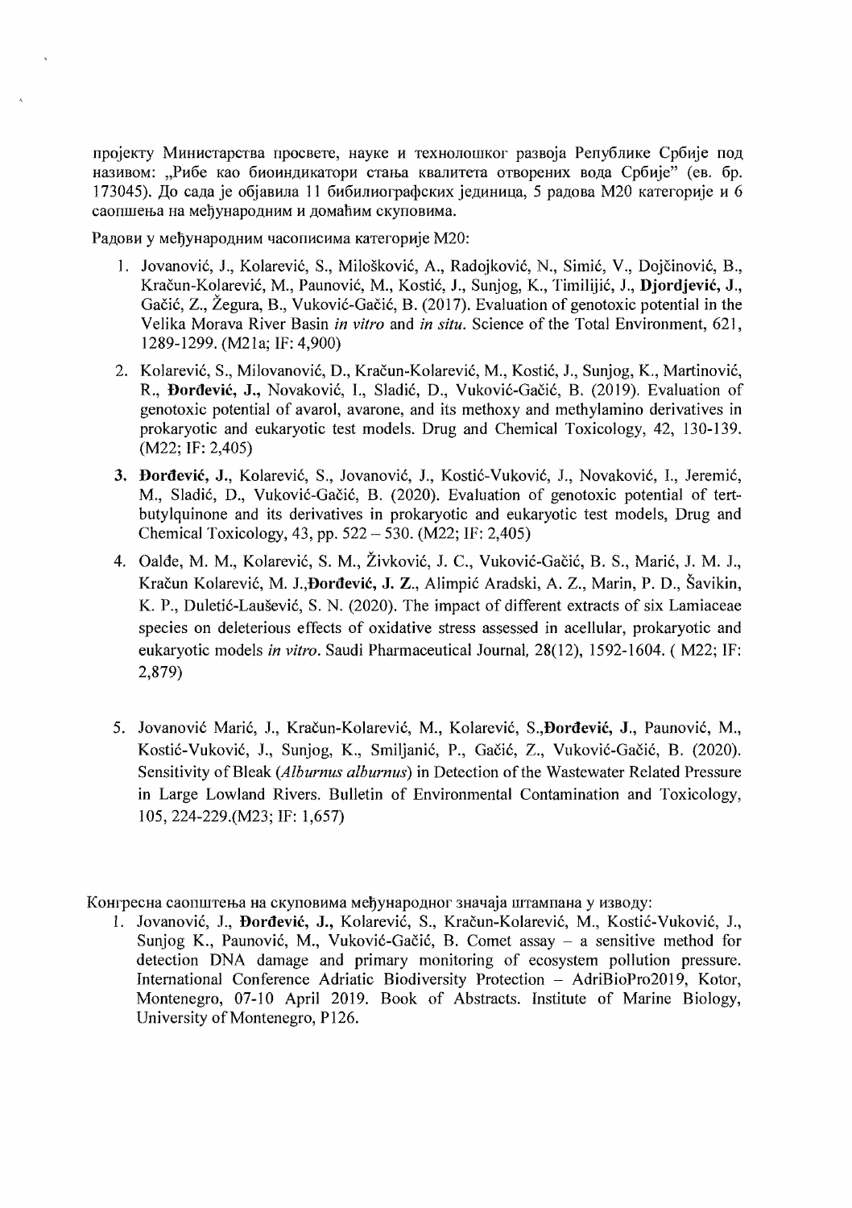пројекту Министарства просвете, науке и технолошког развоја Републике Србије под називом: „Рибе као биоиндикатори стања квалитета отворених вода Србије" (ев. бр. 173045). До сада је објавила 11 бибилиографских јединица, 5 радова М20 категорије и 6 саопшења на међународним и домаћим скуповима.

Радови у међународним часописима категорије М20:

1. Jovanović, J., Kolarević, S., Milošković, A., Radojković, N., Simić, V., Dojčinović, B., Kračun-Kolarević, M., Paunović, M., Kostić, J., Sunjog, K., Timilijić, J., **Djordjević, J.**, Gačić, Z., Žegura, B., Vuković-Gačić, B. (2017). Evaluation of genotoxic potential in the Velika Morava River Basin *in vitro* and *in situ*. Science of the Total Environment, 621, 1289-1299. (M21a; IF: 4,900)

2. Kolarević, S., Milovanović, D., Kračun-Kolarević, M., Kostić, J., Sunjog, K., Martinović, R., **Đorđević, J.**, Novaković, I., Sladić, D., Vuković-Gačić, B. (2019). Evaluation of genotoxic potential of avarol, avarone, and its methoxy and methylamino derivatives in prokaryotic and eukaryotic test models. Drug and Chemical Toxicology, 42, 130-139. (M22; IF: 2,405)

3. **Đorđević, J.**, Kolarević, S., Jovanović, J., Kostić-Vuković, J., Novaković, I., Jeremić, M., Sladić, D., Vuković-Gačić, B. (2020). Evaluation of genotoxic potential of tert-butylquinone and its derivatives in prokaryotic and eukaryotic test models, Drug and Chemical Toxicology, 43, pp. 522 – 530. (M22; IF: 2,405)

4. Oalđe, M. M., Kolarević, S. M., Živković, J. C., Vuković-Gačić, B. S., Marić, J. M. J., Kračun Kolarević, M. J.,**Đorđević, J. Z.**, Alimpić Aradski, A. Z., Marin, P. D., Šavikin, K. P., Duletić-Laušević, S. N. (2020). The impact of different extracts of six Lamiaceae species on deleterious effects of oxidative stress assessed in acellular, prokaryotic and eukaryotic models *in vitro*. Saudi Pharmaceutical Journal, 28(12), 1592-1604. ( M22; IF: 2,879)

5. Jovanović Marić, J., Kračun-Kolarević, M., Kolarević, S.,**Đorđević, J.**, Paunović, M., Kostić-Vuković, J., Sunjog, K., Smiljanić, P., Gačić, Z., Vuković-Gačić, B. (2020). Sensitivity of Bleak (*Alburnus alburnus*) in Detection of the Wastewater Related Pressure in Large Lowland Rivers. Bulletin of Environmental Contamination and Toxicology, 105, 224-229.(M23; IF: 1,657)

Конгресна саопштења на скуповима међународног значаја штампана у изводу:

1. Jovanović, J., **Đorđević, J.**, Kolarević, S., Kračun-Kolarević, M., Kostić-Vuković, J., Sunjog K., Paunović, M., Vuković-Gačić, B. Comet assay – a sensitive method for detection DNA damage and primary monitoring of ecosystem pollution pressure. International Conference Adriatic Biodiversity Protection – AdriBioPro2019, Kotor, Montenegro, 07-10 April 2019. Book of Abstracts. Institute of Marine Biology, University of Montenegro, P126.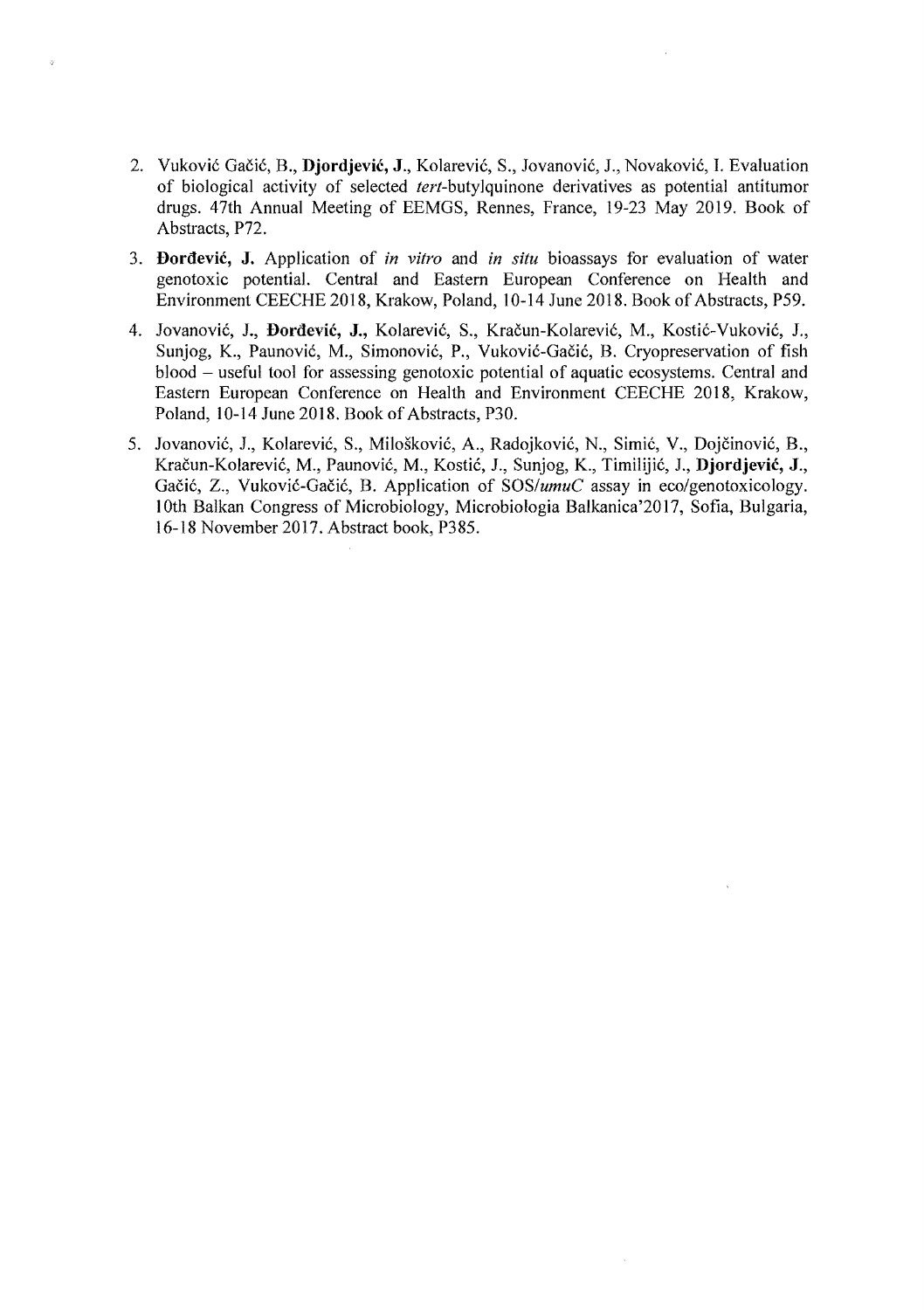2. Vuković Gačić, B., **Djordjević, J.**, Kolarević, S., Jovanović, J., Novaković, I. Evaluation of biological activity of selected *tert*-butylquinone derivatives as potential antitumor drugs. 47th Annual Meeting of EEMGS, Rennes, France, 19-23 May 2019. Book of Abstracts, P72.
3. **Đorđević, J.** Application of *in vitro* and *in situ* bioassays for evaluation of water genotoxic potential. Central and Eastern European Conference on Health and Environment CEECHE 2018, Krakow, Poland, 10-14 June 2018. Book of Abstracts, P59.
4. Jovanović, J., **Đorđević, J.**, Kolarević, S., Kračun-Kolarević, M., Kostić-Vuković, J., Sunjog, K., Paunović, M., Simonović, P., Vuković-Gačić, B. Cryopreservation of fish blood – useful tool for assessing genotoxic potential of aquatic ecosystems. Central and Eastern European Conference on Health and Environment CEECHE 2018, Krakow, Poland, 10-14 June 2018. Book of Abstracts, P30.
5. Jovanović, J., Kolarević, S., Milošković, A., Radojković, N., Simić, V., Dojčinović, B., Kračun-Kolarević, M., Paunović, M., Kostić, J., Sunjog, K., Timilijić, J., **Djordjević, J.**, Gačić, Z., Vuković-Gačić, B. Application of SOS/*umuC* assay in eco/genotoxicology. 10th Balkan Congress of Microbiology, Microbiologia Balkanica'2017, Sofia, Bulgaria, 16-18 November 2017. Abstract book, P385.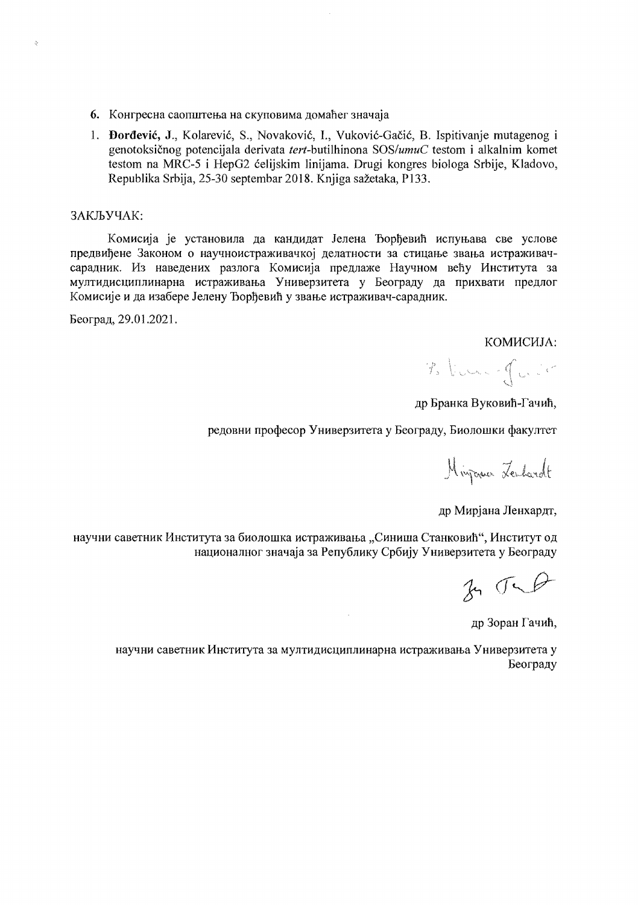6. Конгресна саопштења на скуповима домаћег значаја

1. **Đorđević, J.**, Kolarević, S., Novaković, I., Vuković-Gačić, B. Ispitivanje mutagenog i genotoksičnog potencijala derivata *tert*-butilhinona SOS/*umuC* testom i alkalnim komet testom na MRC-5 i HepG2 ćelijskim linijama. Drugi kongres biologa Srbije, Kladovo, Republika Srbija, 25-30 septembar 2018. Knjiga sažetaka, P133.

ЗАКЉУЧАК:

Комисија је установила да кандидат Јелена Ђорђевић испуњава све услове предвиђене Законом о научноистраживачкој делатности за стицање звања истраживач-сарадник. Из наведених разлога Комисија предлаже Научном већу Института за мултидисциплинарна истраживања Универзитета у Београду да прихвати предлог Комисије и да изабере Јелену Ђорђевић у звање истраживач-сарадник.

Београд, 29.01.2021.

КОМИСИЈА:

др Бранка Вуковић-Гачић,

редовни професор Универзитета у Београду, Биолошки факултет

др Мирјана Ленхардт,

научни саветник Института за биолошка истраживања „Синиша Станковић“, Институт од националног значаја за Републику Србију Универзитета у Београду

др Зоран Гачић,

научни саветник Института за мултидисциплинарна истраживања Универзитета у Београду